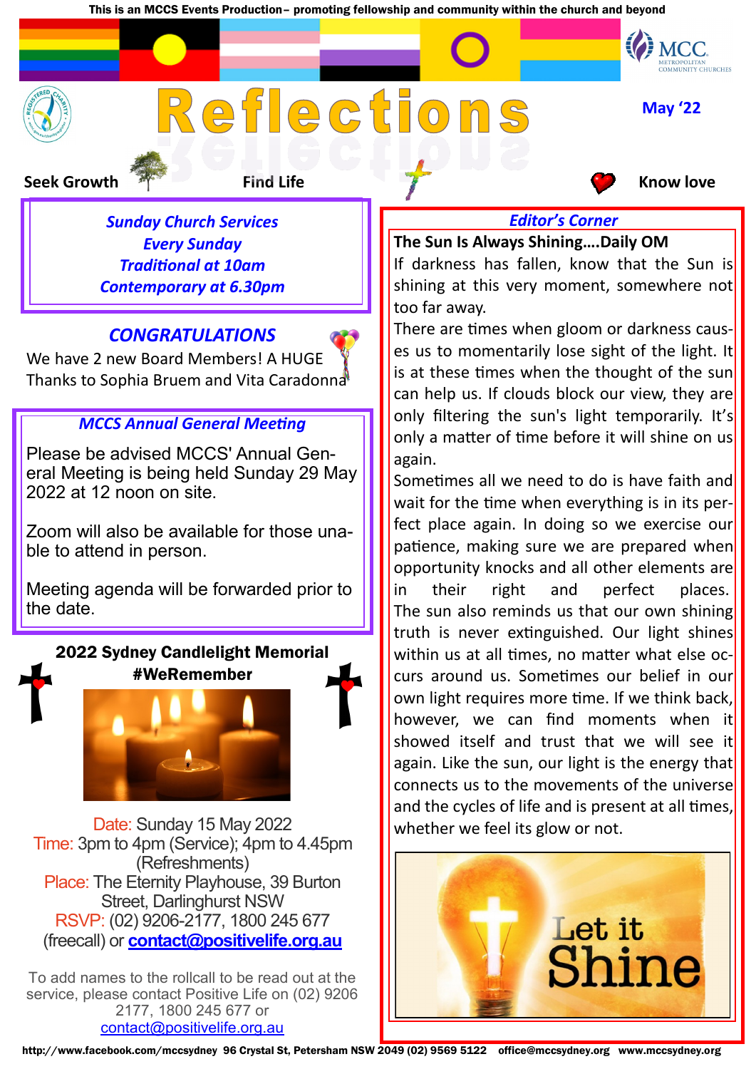This is an MCCS Events Production– promoting fellowship and community within the church and beyond

# Reflections

May '22

Seek Growth    Find Life    Know love

***Sunday Church Services***
***Every Sunday***
***Traditional at 10am***
***Contemporary at 6.30pm***

## *CONGRATULATIONS*

We have 2 new Board Members! A HUGE Thanks to Sophia Bruem and Vita Caradonna

## *MCCS Annual General Meeting*

Please be advised MCCS' Annual General Meeting is being held Sunday 29 May 2022 at 12 noon on site.

Zoom will also be available for those unable to attend in person.

Meeting agenda will be forwarded prior to the date.

## 2022 Sydney Candlelight Memorial #WeRemember

Date: Sunday 15 May 2022
Time: 3pm to 4pm (Service); 4pm to 4.45pm (Refreshments)
Place: The Eternity Playhouse, 39 Burton Street, Darlinghurst NSW
RSVP: (02) 9206-2177, 1800 245 677 (freecall) or **contact@positivelife.org.au**

To add names to the rollcall to be read out at the service, please contact Positive Life on (02) 9206 2177, 1800 245 677 or contact@positivelife.org.au

## *Editor's Corner*

**The Sun Is Always Shining….Daily OM**

If darkness has fallen, know that the Sun is shining at this very moment, somewhere not too far away.

There are times when gloom or darkness causes us to momentarily lose sight of the light. It is at these times when the thought of the sun can help us. If clouds block our view, they are only filtering the sun's light temporarily. It's only a matter of time before it will shine on us again.

Sometimes all we need to do is have faith and wait for the time when everything is in its perfect place again. In doing so we exercise our patience, making sure we are prepared when opportunity knocks and all other elements are in their right and perfect places. The sun also reminds us that our own shining truth is never extinguished. Our light shines within us at all times, no matter what else occurs around us. Sometimes our belief in our own light requires more time. If we think back, however, we can find moments when it showed itself and trust that we will see it again. Like the sun, our light is the energy that connects us to the movements of the universe and the cycles of life and is present at all times, whether we feel its glow or not.

Let it Shine

http://www.facebook.com/mccsydney 96 Crystal St, Petersham NSW 2049 (02) 9569 5122 office@mccsydney.org www.mccsydney.org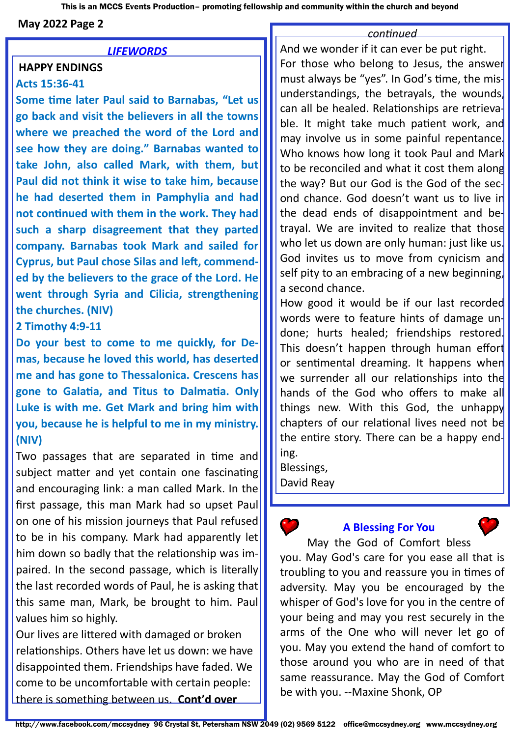## LIFEWORDS

### HAPPY ENDINGS

**Acts 15:36-41**

**Some time later Paul said to Barnabas, "Let us go back and visit the believers in all the towns where we preached the word of the Lord and see how they are doing." Barnabas wanted to take John, also called Mark, with them, but Paul did not think it wise to take him, because he had deserted them in Pamphylia and had not continued with them in the work. They had such a sharp disagreement that they parted company. Barnabas took Mark and sailed for Cyprus, but Paul chose Silas and left, commended by the believers to the grace of the Lord. He went through Syria and Cilicia, strengthening the churches. (NIV)**

**2 Timothy 4:9-11**

**Do your best to come to me quickly, for Demas, because he loved this world, has deserted me and has gone to Thessalonica. Crescens has gone to Galatia, and Titus to Dalmatia. Only Luke is with me. Get Mark and bring him with you, because he is helpful to me in my ministry. (NIV)**

Two passages that are separated in time and subject matter and yet contain one fascinating and encouraging link: a man called Mark. In the first passage, this man Mark had so upset Paul on one of his mission journeys that Paul refused to be in his company. Mark had apparently let him down so badly that the relationship was impaired. In the second passage, which is literally the last recorded words of Paul, he is asking that this same man, Mark, be brought to him. Paul values him so highly.

Our lives are littered with damaged or broken relationships. Others have let us down: we have disappointed them. Friendships have faded. We come to be uncomfortable with certain people: there is something between us. **Cont'd over**

*continued*

And we wonder if it can ever be put right. For those who belong to Jesus, the answer must always be "yes". In God's time, the misunderstandings, the betrayals, the wounds, can all be healed. Relationships are retrievable. It might take much patient work, and may involve us in some painful repentance. Who knows how long it took Paul and Mark to be reconciled and what it cost them along the way? But our God is the God of the second chance. God doesn't want us to live in the dead ends of disappointment and betrayal. We are invited to realize that those who let us down are only human: just like us. God invites us to move from cynicism and self pity to an embracing of a new beginning, a second chance.

How good it would be if our last recorded words were to feature hints of damage undone; hurts healed; friendships restored. This doesn't happen through human effort or sentimental dreaming. It happens when we surrender all our relationships into the hands of the God who offers to make all things new. With this God, the unhappy chapters of our relational lives need not be the entire story. There can be a happy ending.

Blessings,

David Reay

### A Blessing For You

May the God of Comfort bless you. May God's care for you ease all that is troubling to you and reassure you in times of adversity. May you be encouraged by the whisper of God's love for you in the centre of your being and may you rest securely in the arms of the One who will never let go of you. May you extend the hand of comfort to those around you who are in need of that same reassurance. May the God of Comfort be with you. --Maxine Shonk, OP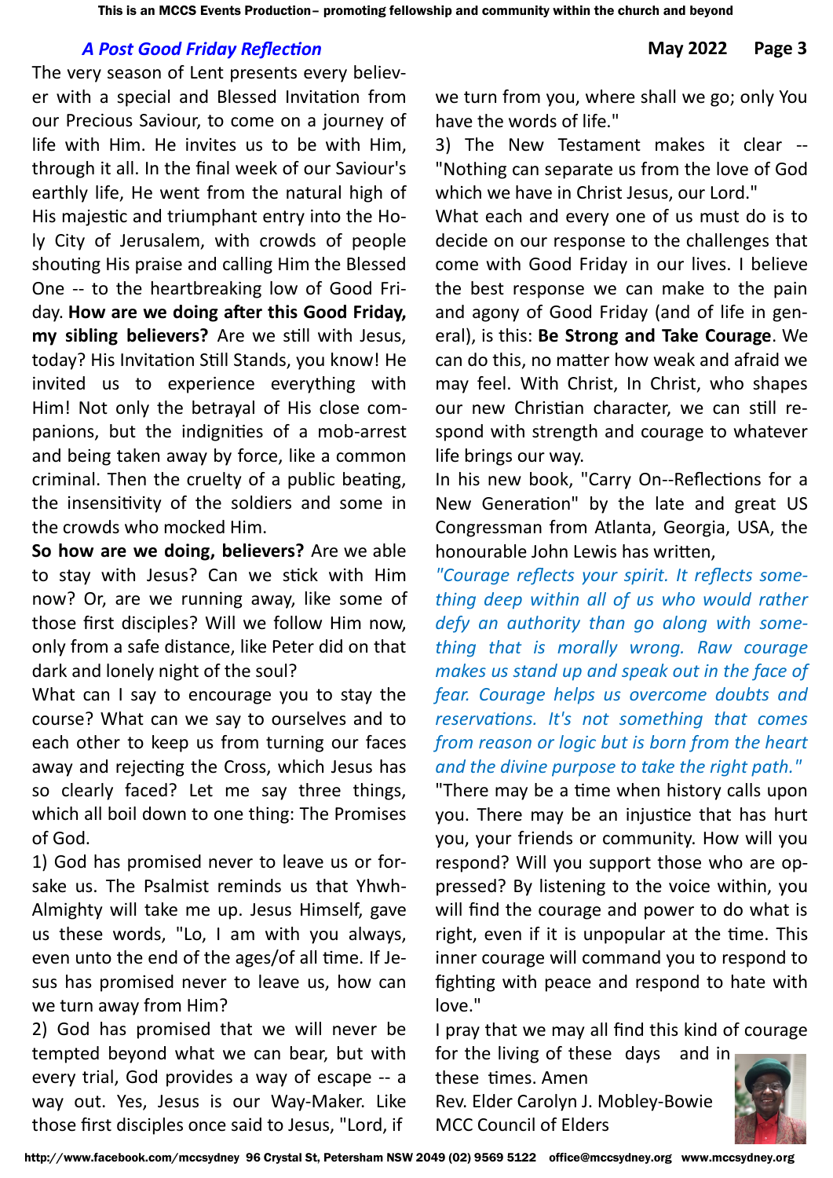## *A Post Good Friday Reflection*

The very season of Lent presents every believer with a special and Blessed Invitation from our Precious Saviour, to come on a journey of life with Him. He invites us to be with Him, through it all. In the final week of our Saviour's earthly life, He went from the natural high of His majestic and triumphant entry into the Holy City of Jerusalem, with crowds of people shouting His praise and calling Him the Blessed One -- to the heartbreaking low of Good Friday. **How are we doing after this Good Friday, my sibling believers?** Are we still with Jesus, today? His Invitation Still Stands, you know! He invited us to experience everything with Him! Not only the betrayal of His close companions, but the indignities of a mob-arrest and being taken away by force, like a common criminal. Then the cruelty of a public beating, the insensitivity of the soldiers and some in the crowds who mocked Him.

**So how are we doing, believers?** Are we able to stay with Jesus? Can we stick with Him now? Or, are we running away, like some of those first disciples? Will we follow Him now, only from a safe distance, like Peter did on that dark and lonely night of the soul?

What can I say to encourage you to stay the course? What can we say to ourselves and to each other to keep us from turning our faces away and rejecting the Cross, which Jesus has so clearly faced? Let me say three things, which all boil down to one thing: The Promises of God.

1) God has promised never to leave us or forsake us. The Psalmist reminds us that Yhwh-Almighty will take me up. Jesus Himself, gave us these words, "Lo, I am with you always, even unto the end of the ages/of all time. If Jesus has promised never to leave us, how can we turn away from Him?

2) God has promised that we will never be tempted beyond what we can bear, but with every trial, God provides a way of escape -- a way out. Yes, Jesus is our Way-Maker. Like those first disciples once said to Jesus, "Lord, if we turn from you, where shall we go; only You have the words of life."

3) The New Testament makes it clear -- "Nothing can separate us from the love of God which we have in Christ Jesus, our Lord."

What each and every one of us must do is to decide on our response to the challenges that come with Good Friday in our lives. I believe the best response we can make to the pain and agony of Good Friday (and of life in general), is this: **Be Strong and Take Courage**. We can do this, no matter how weak and afraid we may feel. With Christ, In Christ, who shapes our new Christian character, we can still respond with strength and courage to whatever life brings our way.

In his new book, "Carry On--Reflections for a New Generation" by the late and great US Congressman from Atlanta, Georgia, USA, the honourable John Lewis has written,

*"Courage reflects your spirit. It reflects something deep within all of us who would rather defy an authority than go along with something that is morally wrong. Raw courage makes us stand up and speak out in the face of fear. Courage helps us overcome doubts and reservations. It's not something that comes from reason or logic but is born from the heart and the divine purpose to take the right path."*

"There may be a time when history calls upon you. There may be an injustice that has hurt you, your friends or community. How will you respond? Will you support those who are oppressed? By listening to the voice within, you will find the courage and power to do what is right, even if it is unpopular at the time. This inner courage will command you to respond to fighting with peace and respond to hate with love."

I pray that we may all find this kind of courage for the living of these days and in these times. Amen

Rev. Elder Carolyn J. Mobley-Bowie
MCC Council of Elders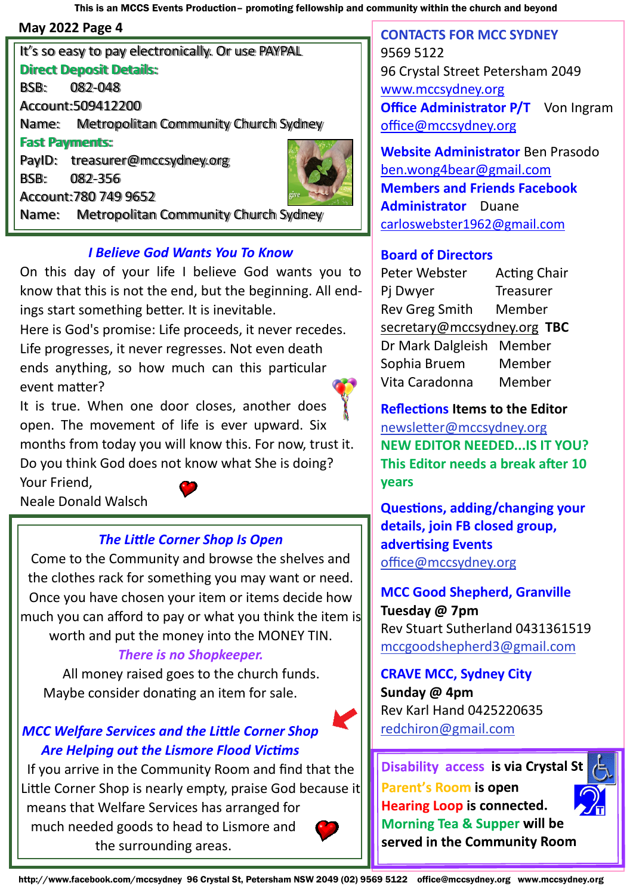May 2022 Page 4

It's so easy to pay electronically. Or use PAYPAL

**Direct Deposit Details:**

BSB: 082-048

Account:509412200

Name: Metropolitan Community Church Sydney

**Fast Payments:**

PayID: treasurer@mccsydney.org

BSB: 082-356

Account:780 749 9652

Name: Metropolitan Community Church Sydney

### *I Believe God Wants You To Know*

On this day of your life I believe God wants you to know that this is not the end, but the beginning. All endings start something better. It is inevitable.

Here is God's promise: Life proceeds, it never recedes. Life progresses, it never regresses. Not even death ends anything, so how much can this particular event matter?

It is true. When one door closes, another does open. The movement of life is ever upward. Six months from today you will know this. For now, trust it. Do you think God does not know what She is doing?

Your Friend,

Neale Donald Walsch

### *The Little Corner Shop Is Open*

Come to the Community and browse the shelves and the clothes rack for something you may want or need. Once you have chosen your item or items decide how much you can afford to pay or what you think the item is worth and put the money into the MONEY TIN.

***There is no Shopkeeper.***

All money raised goes to the church funds.
Maybe consider donating an item for sale.

### *MCC Welfare Services and the Little Corner Shop Are Helping out the Lismore Flood Victims*

If you arrive in the Community Room and find that the Little Corner Shop is nearly empty, praise God because it means that Welfare Services has arranged for much needed goods to head to Lismore and the surrounding areas.

## CONTACTS FOR MCC SYDNEY

9569 5122

96 Crystal Street Petersham 2049

www.mccsydney.org

**Office Administrator P/T** Von Ingram

office@mccsydney.org

**Website Administrator** Ben Prasodo

ben.wong4bear@gmail.com

**Members and Friends Facebook Administrator** Duane

carloswebster1962@gmail.com

**Board of Directors**

| | |
|---|---|
| Peter Webster | Acting Chair |
| Pj Dwyer | Treasurer |
| Rev Greg Smith | Member |
| secretary@mccsydney.org | **TBC** |
| Dr Mark Dalgleish | Member |
| Sophia Bruem | Member |
| Vita Caradonna | Member |

**Reflections Items to the Editor**

newsletter@mccsydney.org

**NEW EDITOR NEEDED...IS IT YOU? This Editor needs a break after 10 years**

**Questions, adding/changing your details, join FB closed group, advertising Events**

office@mccsydney.org

**MCC Good Shepherd, Granville**

**Tuesday @ 7pm**

Rev Stuart Sutherland 0431361519

mccgoodshepherd3@gmail.com

**CRAVE MCC, Sydney City**

**Sunday @ 4pm**

Rev Karl Hand 0425220635

redchiron@gmail.com

**Disability access is via Crystal St**

**Parent's Room is open**

**Hearing Loop is connected.**

**Morning Tea & Supper will be served in the Community Room**